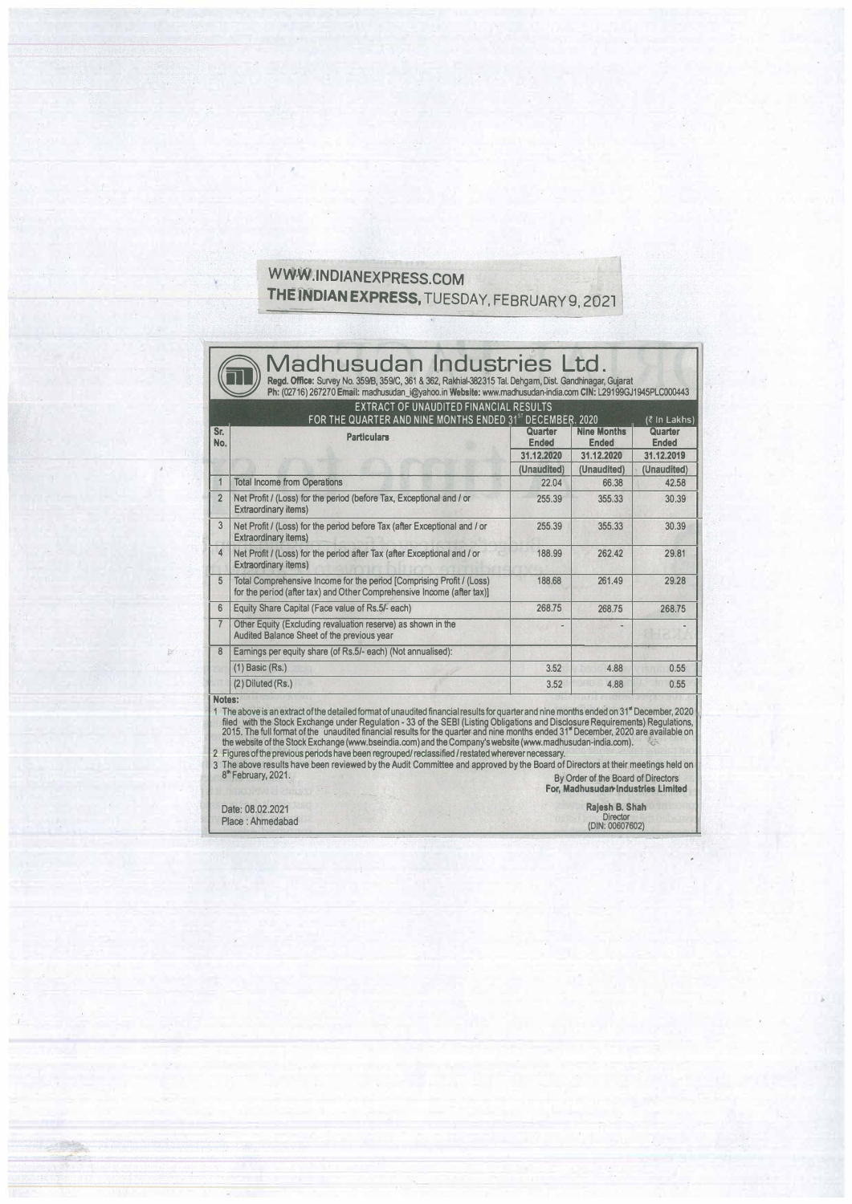WWW.INDIANEXPRESS.COM

THE INDIAN EXPRESS, TUESDAY, FEBRUARY 9, 2021

# Madhusudan Industries Ltd.

**Regd. Office:** Survey No. 359/B, 359/C, 361 & 362, Rakhial-382315 Tal. Dehgam, Dist. Gandhinagar, Gujarat
**Ph:** (02716) 267270 **Email:** madhusudan_i@yahoo.in **Website:** www.madhusudan-india.com **CIN:** L29199GJ1945PLC000443

## EXTRACT OF UNAUDITED FINANCIAL RESULTS FOR THE QUARTER AND NINE MONTHS ENDED 31st DECEMBER, 2020

(₹ In Lakhs)

| Sr. No. | Particulars | Quarter Ended | Nine Months Ended | Quarter Ended |
|---|---|---|---|---|
| | | 31.12.2020 | 31.12.2020 | 31.12.2019 |
| | | (Unaudited) | (Unaudited) | (Unaudited) |
| 1 | Total Income from Operations | 22.04 | 66.38 | 42.58 |
| 2 | Net Profit / (Loss) for the period (before Tax, Exceptional and / or Extraordinary items) | 255.39 | 355.33 | 30.39 |
| 3 | Net Profit / (Loss) for the period before Tax (after Exceptional and / or Extraordinary items) | 255.39 | 355.33 | 30.39 |
| 4 | Net Profit / (Loss) for the period after Tax (after Exceptional and / or Extraordinary items) | 188.99 | 262.42 | 29.81 |
| 5 | Total Comprehensive Income for the period [Comprising Profit / (Loss) for the period (after tax) and Other Comprehensive Income (after tax)] | 188.68 | 261.49 | 29.28 |
| 6 | Equity Share Capital (Face value of Rs.5/- each) | 268.75 | 268.75 | 268.75 |
| 7 | Other Equity (Excluding revaluation reserve) as shown in the Audited Balance Sheet of the previous year | - | - | - |
| 8 | Earnings per equity share (of Rs.5/- each) (Not annualised): | | | |
| | (1) Basic (Rs.) | 3.52 | 4.88 | 0.55 |
| | (2) Diluted (Rs.) | 3.52 | 4.88 | 0.55 |

**Notes:**

1. The above is an extract of the detailed format of unaudited financial results for quarter and nine months ended on 31st December, 2020 filed with the Stock Exchange under Regulation - 33 of the SEBI (Listing Obligations and Disclosure Requirements) Regulations, 2015. The full format of the unaudited financial results for the quarter and nine months ended 31st December, 2020 are available on the website of the Stock Exchange (www.bseindia.com) and the Company's website (www.madhusudan-india.com).
2. Figures of the previous periods have been regrouped/ reclassified / restated wherever necessary.
3. The above results have been reviewed by the Audit Committee and approved by the Board of Directors at their meetings held on 8th February, 2021.

By Order of the Board of Directors
For, Madhusudan Industries Limited

Date: 08.02.2021
Place : Ahmedabad

Rajesh B. Shah
Director
(DIN: 00607602)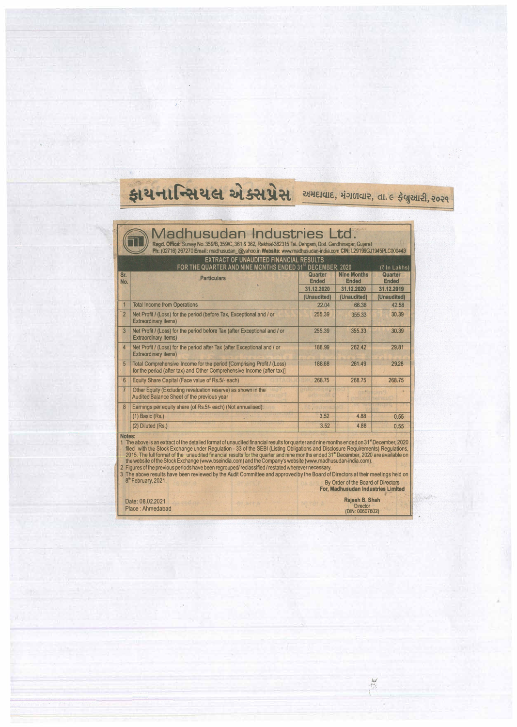ફાયનાન્સિયલ એક્સપ્રેસ અમદાવાદ, મંગળવાર, તા. ૯ ફેબ્રુઆરી, ૨૦૨૧

# Madhusudan Industries Ltd.

**Regd. Office:** Survey No. 359/B, 359/C, 361 & 362, Rakhial-382315 Tal. Dehgam, Dist. Gandhinagar, Gujarat
**Ph:** (02716) 267270 **Email:** madhusudan_i@yahoo.in **Website:** www.madhusudan-india.com **CIN:** L29199GJ1945PLC000443

## EXTRACT OF UNAUDITED FINANCIAL RESULTS FOR THE QUARTER AND NINE MONTHS ENDED 31st DECEMBER, 2020

(₹ In Lakhs)

| Sr. No. | Particulars | Quarter Ended 31.12.2020 (Unaudited) | Nine Months Ended 31.12.2020 (Unaudited) | Quarter Ended 31.12.2019 (Unaudited) |
|---|---|---|---|---|
| 1 | Total Income from Operations | 22.04 | 66.38 | 42.58 |
| 2 | Net Profit / (Loss) for the period (before Tax, Exceptional and / or Extraordinary items) | 255.39 | 355.33 | 30.39 |
| 3 | Net Profit / (Loss) for the period before Tax (after Exceptional and / or Extraordinary items) | 255.39 | 355.33 | 30.39 |
| 4 | Net Profit / (Loss) for the period after Tax (after Exceptional and / or Extraordinary items) | 188.99 | 262.42 | 29.81 |
| 5 | Total Comprehensive Income for the period [Comprising Profit / (Loss) for the period (after tax) and Other Comprehensive Income (after tax)] | 188.68 | 261.49 | 29.28 |
| 6 | Equity Share Capital (Face value of Rs.5/- each) | 268.75 | 268.75 | 268.75 |
| 7 | Other Equity (Excluding revaluation reserve) as shown in the Audited Balance Sheet of the previous year | - | - | - |
| 8 | Earnings per equity share (of Rs.5/- each) (Not annualised): | | | |
| | (1) Basic (Rs.) | 3.52 | 4.88 | 0.55 |
| | (2) Diluted (Rs.) | 3.52 | 4.88 | 0.55 |

**Notes:**

1. The above is an extract of the detailed format of unaudited financial results for quarter and nine months ended on 31st December, 2020 filed with the Stock Exchange under Regulation - 33 of the SEBI (Listing Obligations and Disclosure Requirements) Regulations, 2015. The full format of the unaudited financial results for the quarter and nine months ended 31st December, 2020 are available on the website of the Stock Exchange (www.bseindia.com) and the Company's website (www.madhusudan-india.com).
2. Figures of the previous periods have been regrouped/ reclassified / restated wherever necessary.
3. The above results have been reviewed by the Audit Committee and approved by the Board of Directors at their meetings held on 8th February, 2021.

By Order of the Board of Directors
**For, Madhusudan Industries Limited**

Date: 08.02.2021
Place : Ahmedabad

**Rajesh B. Shah**
Director
(DIN: 00607602)